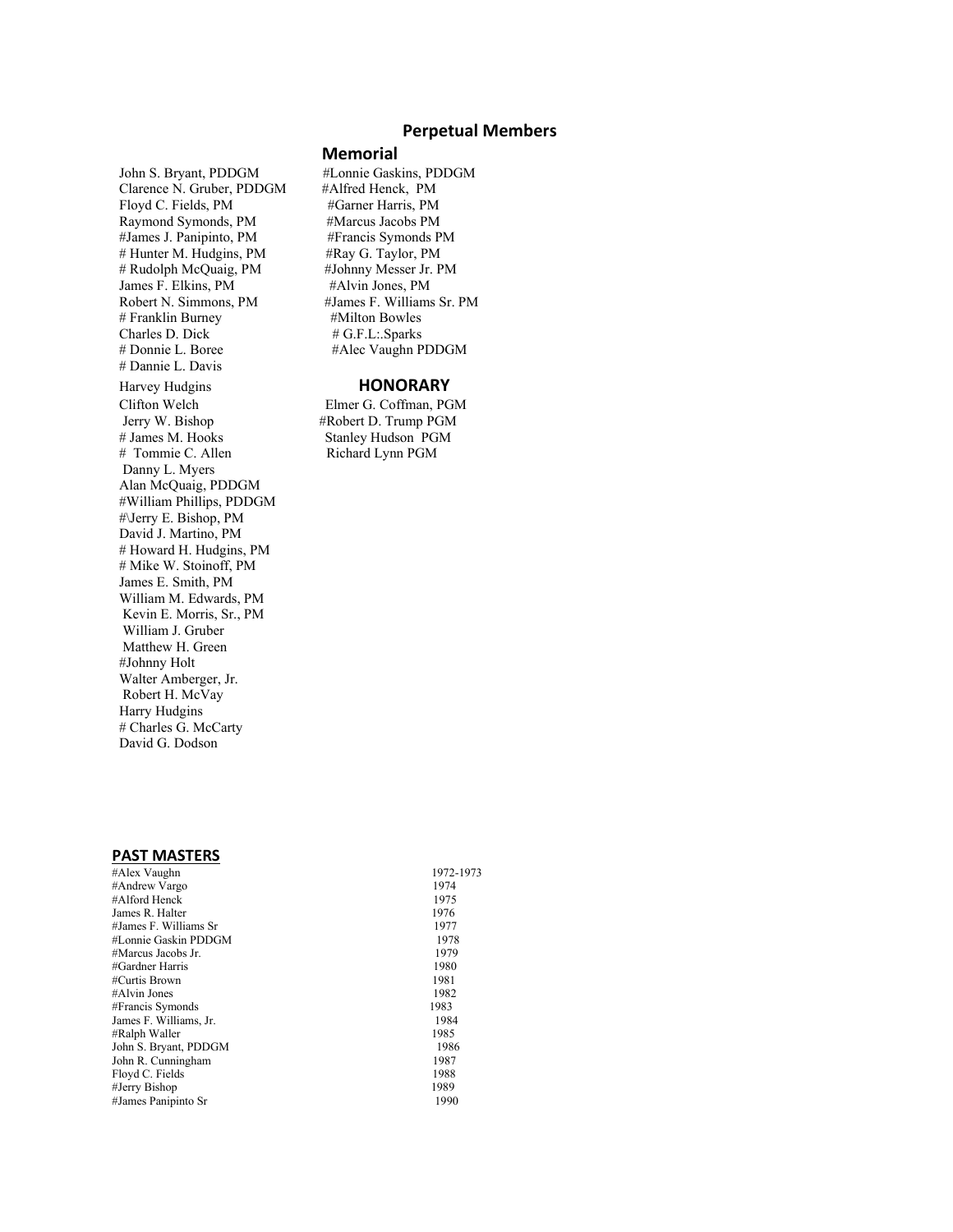## Perpetual Members

### Memorial

John S. Bryant, PDDGM
Clarence N. Gruber, PDDGM
Floyd C. Fields, PM
Raymond Symonds, PM
#James J. Panipinto, PM
# Hunter M. Hudgins, PM
# Rudolph McQuaig, PM
James F. Elkins, PM
Robert N. Simmons, PM
# Franklin Burney
Charles D. Dick
# Donnie L. Boree
# Dannie L. Davis
Harvey Hudgins
Clifton Welch
Jerry W. Bishop
# James M. Hooks
# Tommie C. Allen
Danny L. Myers
Alan McQuaig, PDDGM
#William Phillips, PDDGM
#\Jerry E. Bishop, PM
David J. Martino, PM
# Howard H. Hudgins, PM
# Mike W. Stoinoff, PM
James E. Smith, PM
William M. Edwards, PM
Kevin E. Morris, Sr., PM
William J. Gruber
Matthew H. Green
#Johnny Holt
Walter Amberger, Jr.
Robert H. McVay
Harry Hudgins
# Charles G. McCarty
David G. Dodson

#Lonnie Gaskins, PDDGM
#Alfred Henck, PM
#Garner Harris, PM
#Marcus Jacobs PM
#Francis Symonds PM
#Ray G. Taylor, PM
#Johnny Messer Jr. PM
#Alvin Jones, PM
#James F. Williams Sr. PM
#Milton Bowles
# G.F.L:.Sparks
#Alec Vaughn PDDGM

### HONORARY

Elmer G. Coffman, PGM
#Robert D. Trump PGM
Stanley Hudson PGM
Richard Lynn PGM

## PAST MASTERS

| Name | Year |
|---|---|
| #Alex Vaughn | 1972-1973 |
| #Andrew Vargo | 1974 |
| #Alford Henck | 1975 |
| James R. Halter | 1976 |
| #James F. Williams Sr | 1977 |
| #Lonnie Gaskin PDDGM | 1978 |
| #Marcus Jacobs Jr. | 1979 |
| #Gardner Harris | 1980 |
| #Curtis Brown | 1981 |
| #Alvin Jones | 1982 |
| #Francis Symonds | 1983 |
| James F. Williams, Jr. | 1984 |
| #Ralph Waller | 1985 |
| John S. Bryant, PDDGM | 1986 |
| John R. Cunningham | 1987 |
| Floyd C. Fields | 1988 |
| #Jerry Bishop | 1989 |
| #James Panipinto Sr | 1990 |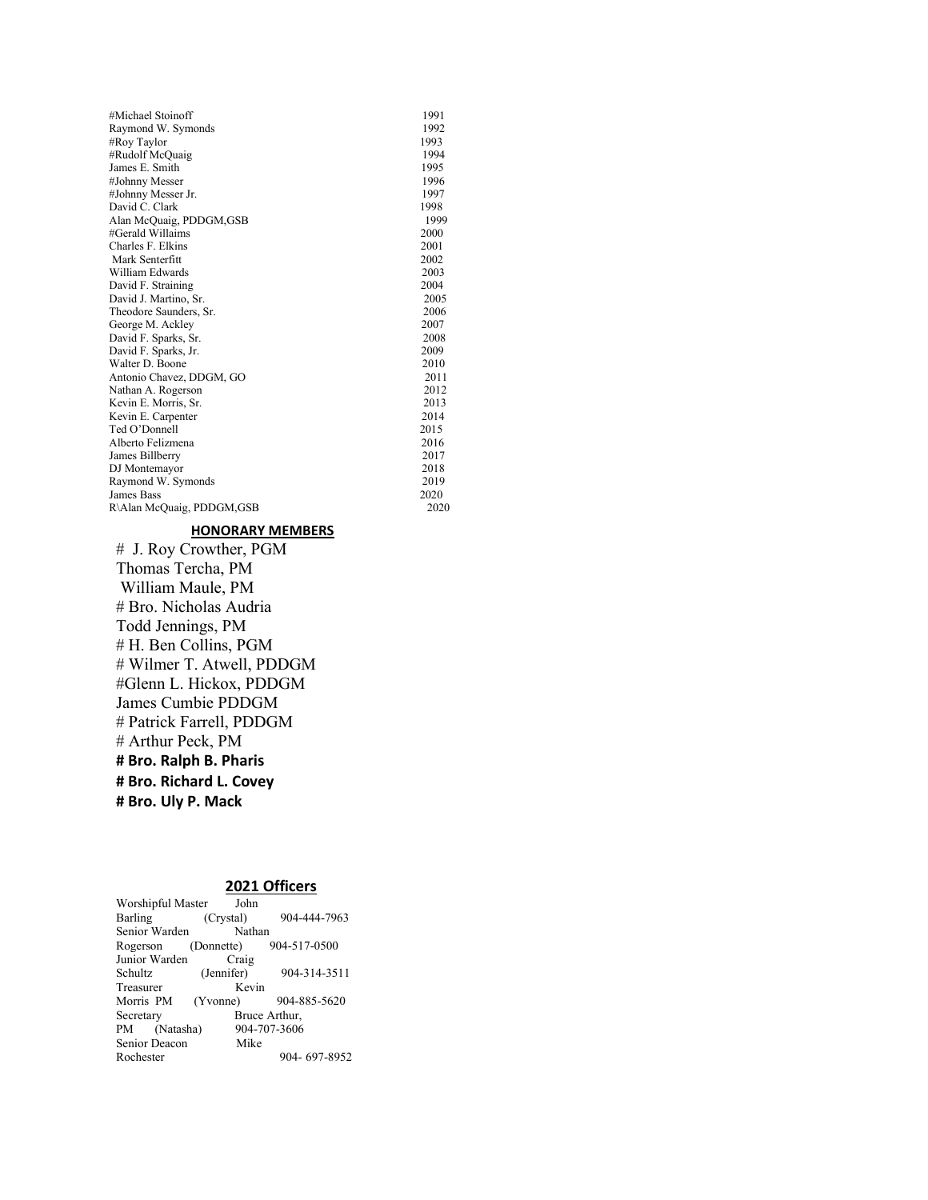| | |
|---|---|
| #Michael Stoinoff | 1991 |
| Raymond W. Symonds | 1992 |
| #Roy Taylor | 1993 |
| #Rudolf McQuaig | 1994 |
| James E. Smith | 1995 |
| #Johnny Messer | 1996 |
| #Johnny Messer Jr. | 1997 |
| David C. Clark | 1998 |
| Alan McQuaig, PDDGM,GSB | 1999 |
| #Gerald Willaims | 2000 |
| Charles F. Elkins | 2001 |
| Mark Senterfitt | 2002 |
| William Edwards | 2003 |
| David F. Straining | 2004 |
| David J. Martino, Sr. | 2005 |
| Theodore Saunders, Sr. | 2006 |
| George M. Ackley | 2007 |
| David F. Sparks, Sr. | 2008 |
| David F. Sparks, Jr. | 2009 |
| Walter D. Boone | 2010 |
| Antonio Chavez, DDGM, GO | 2011 |
| Nathan A. Rogerson | 2012 |
| Kevin E. Morris, Sr. | 2013 |
| Kevin E. Carpenter | 2014 |
| Ted O'Donnell | 2015 |
| Alberto Felizmena | 2016 |
| James Billberry | 2017 |
| DJ Montemayor | 2018 |
| Raymond W. Symonds | 2019 |
| James Bass | 2020 |
| R\Alan McQuaig, PDDGM,GSB | 2020 |

## HONORARY MEMBERS

# J. Roy Crowther, PGM
Thomas Tercha, PM
William Maule, PM
# Bro. Nicholas Audria
Todd Jennings, PM
# H. Ben Collins, PGM
# Wilmer T. Atwell, PDDGM
#Glenn L. Hickox, PDDGM
James Cumbie PDDGM
# Patrick Farrell, PDDGM
# Arthur Peck, PM
**# Bro. Ralph B. Pharis**
**# Bro. Richard L. Covey**
**# Bro. Uly P. Mack**

## 2021 Officers

Worshipful Master John Barling (Crystal) 904-444-7963
Senior Warden Nathan Rogerson (Donnette) 904-517-0500
Junior Warden Craig Schultz (Jennifer) 904-314-3511
Treasurer Kevin Morris PM (Yvonne) 904-885-5620
Secretary Bruce Arthur, PM (Natasha) 904-707-3606
Senior Deacon Mike Rochester 904- 697-8952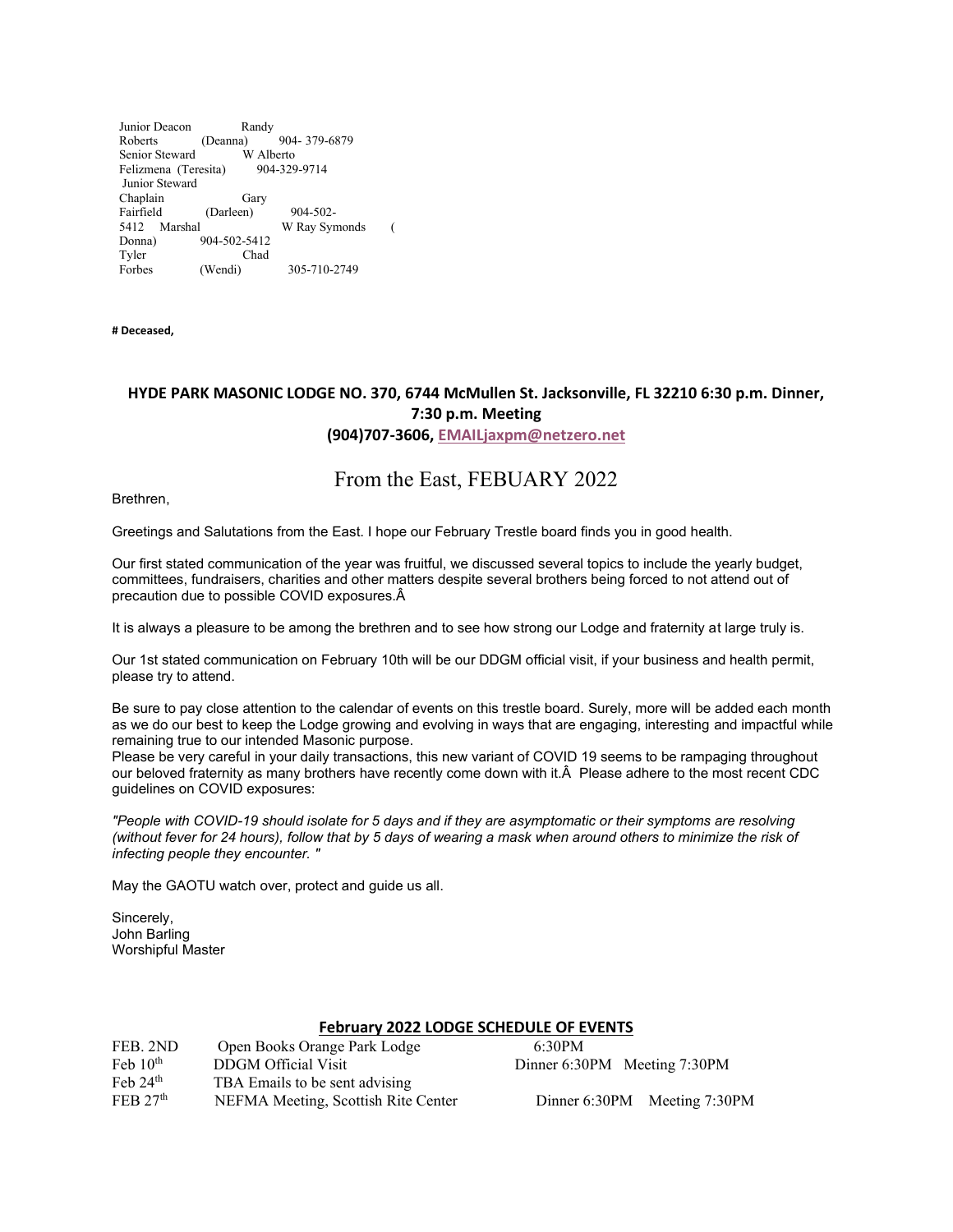Junior Deacon Randy Roberts (Deanna) 904- 379-6879
Senior Steward W Alberto Felizmena (Teresita) 904-329-9714
Junior Steward
Chaplain Gary Fairfield (Darleen) 904-502-5412
Marshal W Ray Symonds ( Donna) 904-502-5412
Tyler Chad Forbes (Wendi) 305-710-2749

**# Deceased,**

**HYDE PARK MASONIC LODGE NO. 370, 6744 McMullen St. Jacksonville, FL 32210 6:30 p.m. Dinner, 7:30 p.m. Meeting**
**(904)707-3606, EMAILjaxpm@netzero.net**

## From the East, FEBUARY 2022

Brethren,

Greetings and Salutations from the East. I hope our February Trestle board finds you in good health.

Our first stated communication of the year was fruitful, we discussed several topics to include the yearly budget, committees, fundraisers, charities and other matters despite several brothers being forced to not attend out of precaution due to possible COVID exposures.Â

It is always a pleasure to be among the brethren and to see how strong our Lodge and fraternity at large truly is.

Our 1st stated communication on February 10th will be our DDGM official visit, if your business and health permit, please try to attend.

Be sure to pay close attention to the calendar of events on this trestle board. Surely, more will be added each month as we do our best to keep the Lodge growing and evolving in ways that are engaging, interesting and impactful while remaining true to our intended Masonic purpose.
Please be very careful in your daily transactions, this new variant of COVID 19 seems to be rampaging throughout our beloved fraternity as many brothers have recently come down with it.Â Please adhere to the most recent CDC guidelines on COVID exposures:

*"People with COVID-19 should isolate for 5 days and if they are asymptomatic or their symptoms are resolving (without fever for 24 hours), follow that by 5 days of wearing a mask when around others to minimize the risk of infecting people they encounter. "*

May the GAOTU watch over, protect and guide us all.

Sincerely,
John Barling
Worshipful Master

### February 2022 LODGE SCHEDULE OF EVENTS

| | | |
|---|---|---|
| FEB. 2ND | Open Books Orange Park Lodge | 6:30PM |
| Feb 10th | DDGM Official Visit | Dinner 6:30PM Meeting 7:30PM |
| Feb 24th | TBA Emails to be sent advising | |
| FEB 27th | NEFMA Meeting, Scottish Rite Center | Dinner 6:30PM Meeting 7:30PM |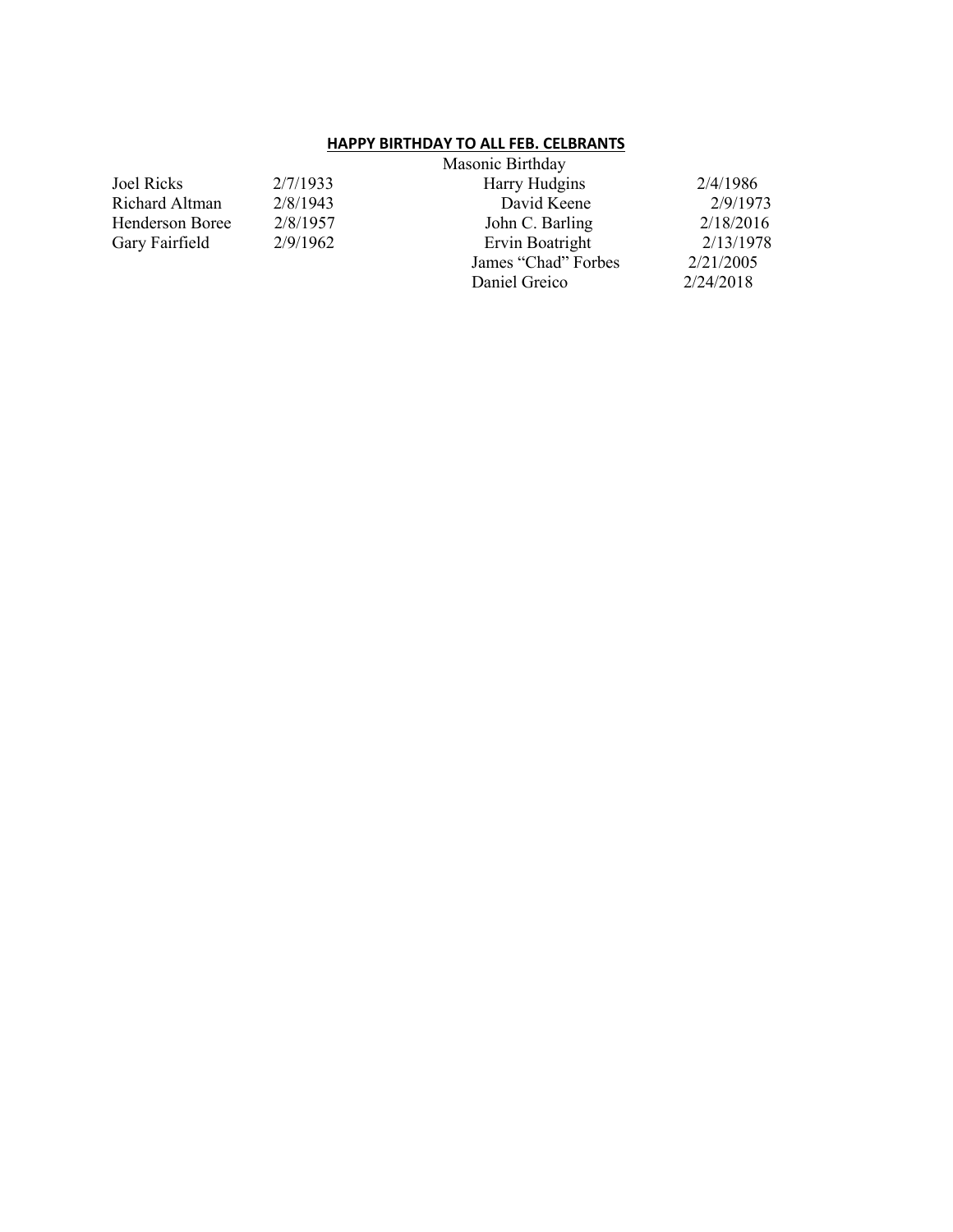**HAPPY BIRTHDAY TO ALL FEB. CELBRANTS**

| | | Masonic Birthday | |
|---|---|---|---|
| Joel Ricks | 2/7/1933 | Harry Hudgins | 2/4/1986 |
| Richard Altman | 2/8/1943 | David Keene | 2/9/1973 |
| Henderson Boree | 2/8/1957 | John C. Barling | 2/18/2016 |
| Gary Fairfield | 2/9/1962 | Ervin Boatright | 2/13/1978 |
| | | James "Chad" Forbes | 2/21/2005 |
| | | Daniel Greico | 2/24/2018 |